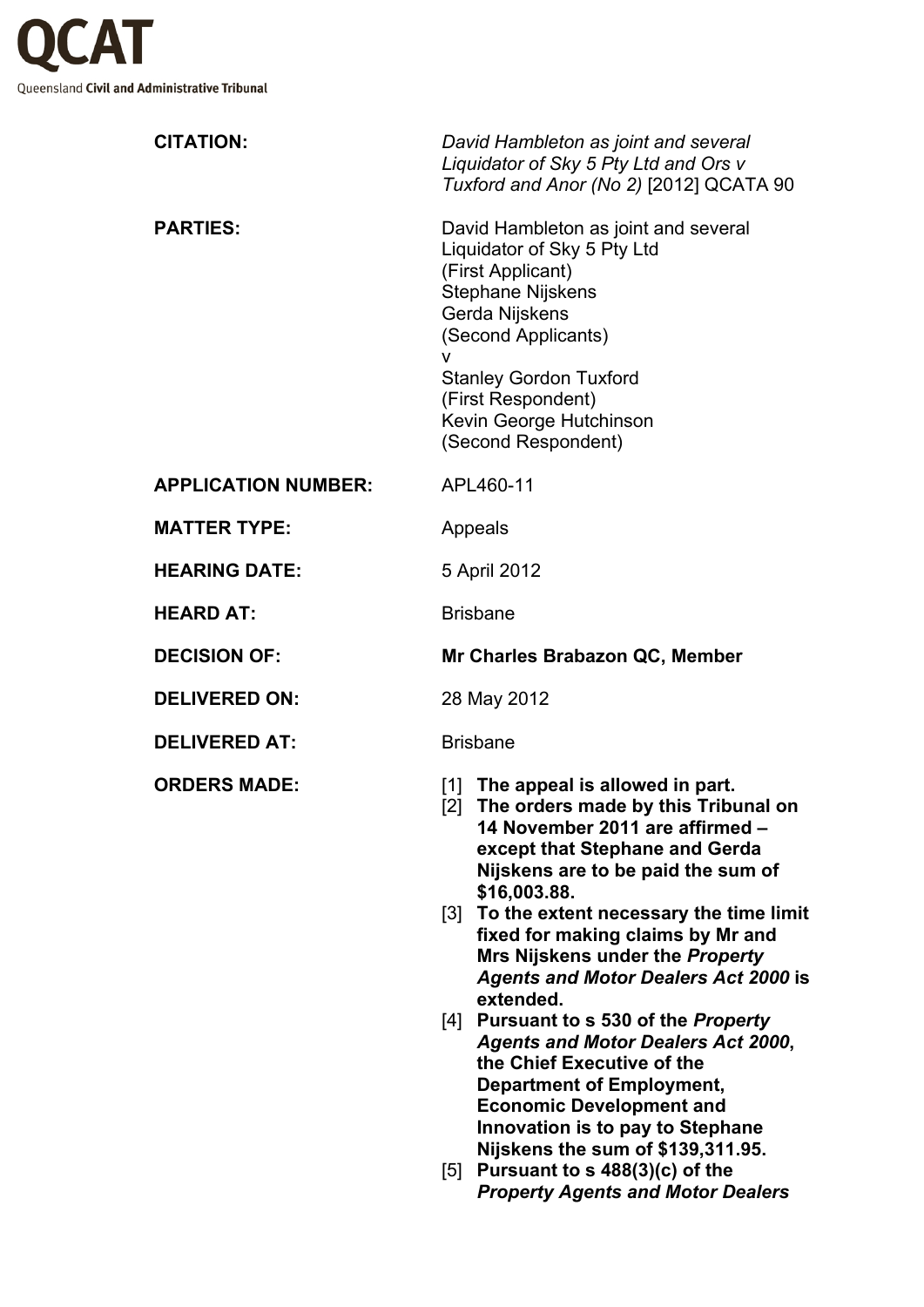# QCAT

Queensland **Civil and Administrative Tribunal**

| | |
|---|---|
| **CITATION:** | *David Hambleton as joint and several Liquidator of Sky 5 Pty Ltd and Ors v Tuxford and Anor (No 2)* [2012] QCATA 90 |
| **PARTIES:** | David Hambleton as joint and several Liquidator of Sky 5 Pty Ltd<br>(First Applicant)<br>Stephane Nijskens<br>Gerda Nijskens<br>(Second Applicants)<br>v<br>Stanley Gordon Tuxford<br>(First Respondent)<br>Kevin George Hutchinson<br>(Second Respondent) |
| **APPLICATION NUMBER:** | APL460-11 |
| **MATTER TYPE:** | Appeals |
| **HEARING DATE:** | 5 April 2012 |
| **HEARD AT:** | Brisbane |
| **DECISION OF:** | **Mr Charles Brabazon QC, Member** |
| **DELIVERED ON:** | 28 May 2012 |
| **DELIVERED AT:** | Brisbane |
| **ORDERS MADE:** | [1] **The appeal is allowed in part.**<br>[2] **The orders made by this Tribunal on 14 November 2011 are affirmed – except that Stephane and Gerda Nijskens are to be paid the sum of $16,003.88.**<br>[3] **To the extent necessary the time limit fixed for making claims by Mr and Mrs Nijskens under the *Property Agents and Motor Dealers Act 2000* is extended.**<br>[4] **Pursuant to s 530 of the *Property Agents and Motor Dealers Act 2000*, the Chief Executive of the Department of Employment, Economic Development and Innovation is to pay to Stephane Nijskens the sum of $139,311.95.**<br>[5] **Pursuant to s 488(3)(c) of the *Property Agents and Motor Dealers*** |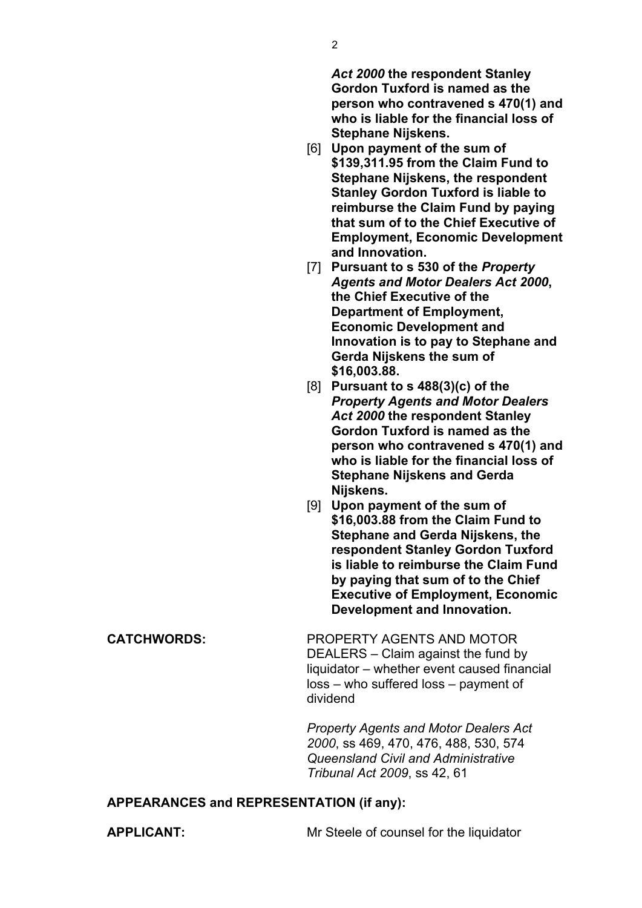***Act 2000*** **the respondent Stanley Gordon Tuxford is named as the person who contravened s 470(1) and who is liable for the financial loss of Stephane Nijskens.**

[6] **Upon payment of the sum of $139,311.95 from the Claim Fund to Stephane Nijskens, the respondent Stanley Gordon Tuxford is liable to reimburse the Claim Fund by paying that sum of to the Chief Executive of Employment, Economic Development and Innovation.**

[7] **Pursuant to s 530 of the *Property Agents and Motor Dealers Act 2000*, the Chief Executive of the Department of Employment, Economic Development and Innovation is to pay to Stephane and Gerda Nijskens the sum of $16,003.88.**

[8] **Pursuant to s 488(3)(c) of the *Property Agents and Motor Dealers Act 2000* the respondent Stanley Gordon Tuxford is named as the person who contravened s 470(1) and who is liable for the financial loss of Stephane Nijskens and Gerda Nijskens.**

[9] **Upon payment of the sum of $16,003.88 from the Claim Fund to Stephane and Gerda Nijskens, the respondent Stanley Gordon Tuxford is liable to reimburse the Claim Fund by paying that sum of to the Chief Executive of Employment, Economic Development and Innovation.**

**CATCHWORDS:** PROPERTY AGENTS AND MOTOR DEALERS – Claim against the fund by liquidator – whether event caused financial loss – who suffered loss – payment of dividend

*Property Agents and Motor Dealers Act 2000*, ss 469, 470, 476, 488, 530, 574
*Queensland Civil and Administrative Tribunal Act 2009*, ss 42, 61

**APPEARANCES and REPRESENTATION (if any):**

**APPLICANT:** Mr Steele of counsel for the liquidator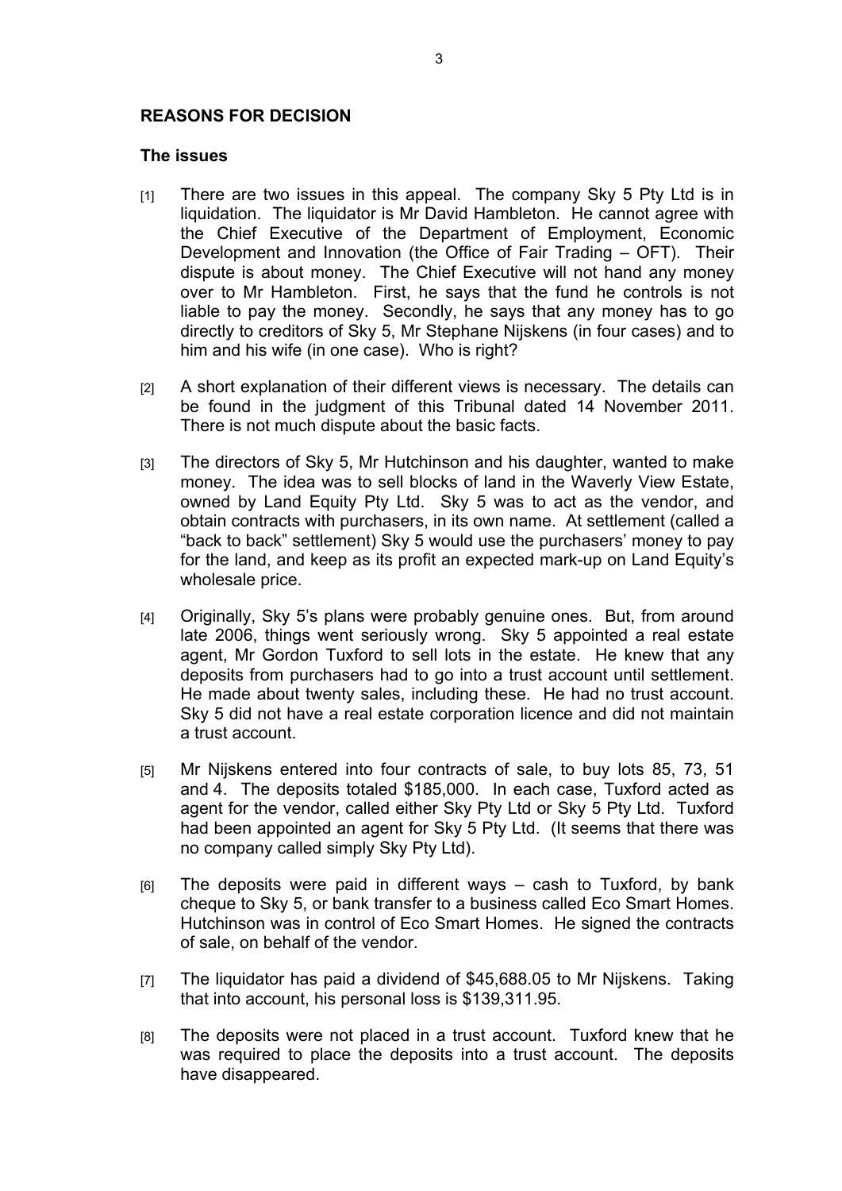**REASONS FOR DECISION**

**The issues**

[1] There are two issues in this appeal. The company Sky 5 Pty Ltd is in liquidation. The liquidator is Mr David Hambleton. He cannot agree with the Chief Executive of the Department of Employment, Economic Development and Innovation (the Office of Fair Trading – OFT). Their dispute is about money. The Chief Executive will not hand any money over to Mr Hambleton. First, he says that the fund he controls is not liable to pay the money. Secondly, he says that any money has to go directly to creditors of Sky 5, Mr Stephane Nijskens (in four cases) and to him and his wife (in one case). Who is right?

[2] A short explanation of their different views is necessary. The details can be found in the judgment of this Tribunal dated 14 November 2011. There is not much dispute about the basic facts.

[3] The directors of Sky 5, Mr Hutchinson and his daughter, wanted to make money. The idea was to sell blocks of land in the Waverly View Estate, owned by Land Equity Pty Ltd. Sky 5 was to act as the vendor, and obtain contracts with purchasers, in its own name. At settlement (called a "back to back" settlement) Sky 5 would use the purchasers' money to pay for the land, and keep as its profit an expected mark-up on Land Equity's wholesale price.

[4] Originally, Sky 5's plans were probably genuine ones. But, from around late 2006, things went seriously wrong. Sky 5 appointed a real estate agent, Mr Gordon Tuxford to sell lots in the estate. He knew that any deposits from purchasers had to go into a trust account until settlement. He made about twenty sales, including these. He had no trust account. Sky 5 did not have a real estate corporation licence and did not maintain a trust account.

[5] Mr Nijskens entered into four contracts of sale, to buy lots 85, 73, 51 and 4. The deposits totaled $185,000. In each case, Tuxford acted as agent for the vendor, called either Sky Pty Ltd or Sky 5 Pty Ltd. Tuxford had been appointed an agent for Sky 5 Pty Ltd. (It seems that there was no company called simply Sky Pty Ltd).

[6] The deposits were paid in different ways – cash to Tuxford, by bank cheque to Sky 5, or bank transfer to a business called Eco Smart Homes. Hutchinson was in control of Eco Smart Homes. He signed the contracts of sale, on behalf of the vendor.

[7] The liquidator has paid a dividend of $45,688.05 to Mr Nijskens. Taking that into account, his personal loss is $139,311.95.

[8] The deposits were not placed in a trust account. Tuxford knew that he was required to place the deposits into a trust account. The deposits have disappeared.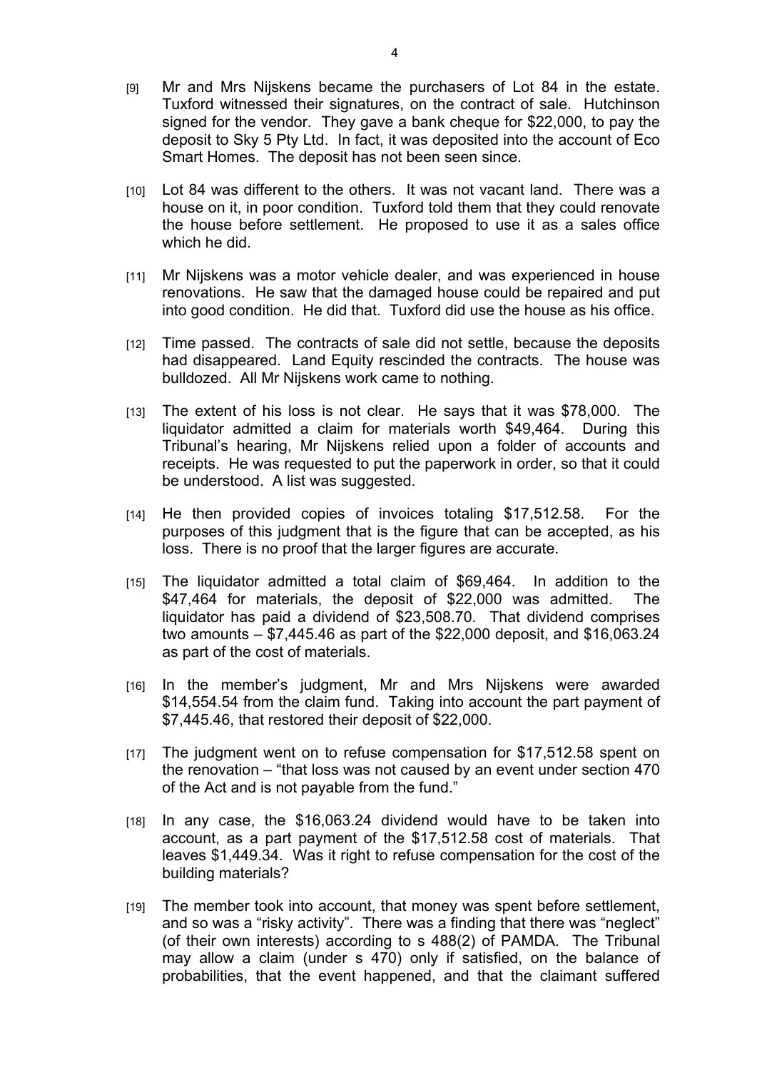[9] Mr and Mrs Nijskens became the purchasers of Lot 84 in the estate. Tuxford witnessed their signatures, on the contract of sale. Hutchinson signed for the vendor. They gave a bank cheque for $22,000, to pay the deposit to Sky 5 Pty Ltd. In fact, it was deposited into the account of Eco Smart Homes. The deposit has not been seen since.

[10] Lot 84 was different to the others. It was not vacant land. There was a house on it, in poor condition. Tuxford told them that they could renovate the house before settlement. He proposed to use it as a sales office which he did.

[11] Mr Nijskens was a motor vehicle dealer, and was experienced in house renovations. He saw that the damaged house could be repaired and put into good condition. He did that. Tuxford did use the house as his office.

[12] Time passed. The contracts of sale did not settle, because the deposits had disappeared. Land Equity rescinded the contracts. The house was bulldozed. All Mr Nijskens work came to nothing.

[13] The extent of his loss is not clear. He says that it was $78,000. The liquidator admitted a claim for materials worth $49,464. During this Tribunal's hearing, Mr Nijskens relied upon a folder of accounts and receipts. He was requested to put the paperwork in order, so that it could be understood. A list was suggested.

[14] He then provided copies of invoices totaling $17,512.58. For the purposes of this judgment that is the figure that can be accepted, as his loss. There is no proof that the larger figures are accurate.

[15] The liquidator admitted a total claim of $69,464. In addition to the $47,464 for materials, the deposit of $22,000 was admitted. The liquidator has paid a dividend of $23,508.70. That dividend comprises two amounts – $7,445.46 as part of the $22,000 deposit, and $16,063.24 as part of the cost of materials.

[16] In the member's judgment, Mr and Mrs Nijskens were awarded $14,554.54 from the claim fund. Taking into account the part payment of $7,445.46, that restored their deposit of $22,000.

[17] The judgment went on to refuse compensation for $17,512.58 spent on the renovation – "that loss was not caused by an event under section 470 of the Act and is not payable from the fund."

[18] In any case, the $16,063.24 dividend would have to be taken into account, as a part payment of the $17,512.58 cost of materials. That leaves $1,449.34. Was it right to refuse compensation for the cost of the building materials?

[19] The member took into account, that money was spent before settlement, and so was a "risky activity". There was a finding that there was "neglect" (of their own interests) according to s 488(2) of PAMDA. The Tribunal may allow a claim (under s 470) only if satisfied, on the balance of probabilities, that the event happened, and that the claimant suffered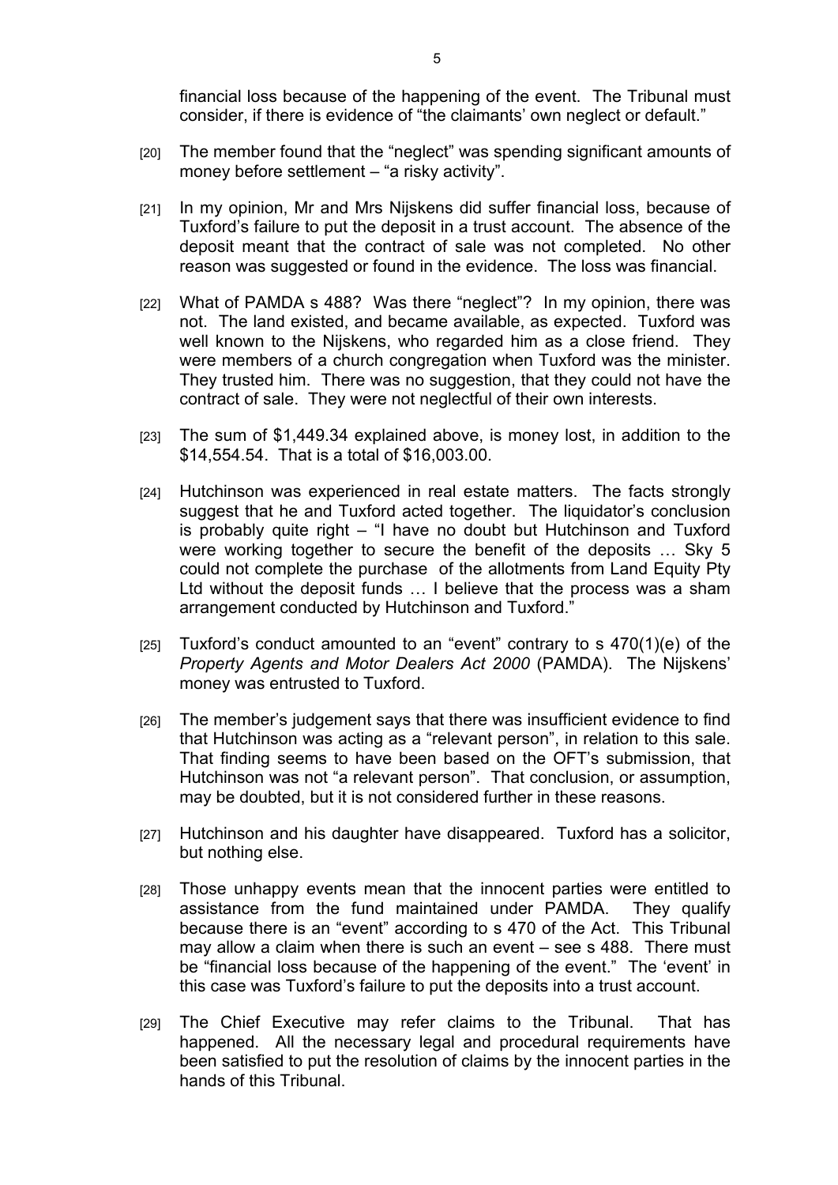financial loss because of the happening of the event. The Tribunal must consider, if there is evidence of "the claimants' own neglect or default."

[20] The member found that the "neglect" was spending significant amounts of money before settlement – "a risky activity".

[21] In my opinion, Mr and Mrs Nijskens did suffer financial loss, because of Tuxford's failure to put the deposit in a trust account. The absence of the deposit meant that the contract of sale was not completed. No other reason was suggested or found in the evidence. The loss was financial.

[22] What of PAMDA s 488? Was there "neglect"? In my opinion, there was not. The land existed, and became available, as expected. Tuxford was well known to the Nijskens, who regarded him as a close friend. They were members of a church congregation when Tuxford was the minister. They trusted him. There was no suggestion, that they could not have the contract of sale. They were not neglectful of their own interests.

[23] The sum of $1,449.34 explained above, is money lost, in addition to the $14,554.54. That is a total of $16,003.00.

[24] Hutchinson was experienced in real estate matters. The facts strongly suggest that he and Tuxford acted together. The liquidator's conclusion is probably quite right – "I have no doubt but Hutchinson and Tuxford were working together to secure the benefit of the deposits … Sky 5 could not complete the purchase of the allotments from Land Equity Pty Ltd without the deposit funds … I believe that the process was a sham arrangement conducted by Hutchinson and Tuxford."

[25] Tuxford's conduct amounted to an "event" contrary to s 470(1)(e) of the *Property Agents and Motor Dealers Act 2000* (PAMDA). The Nijskens' money was entrusted to Tuxford.

[26] The member's judgement says that there was insufficient evidence to find that Hutchinson was acting as a "relevant person", in relation to this sale. That finding seems to have been based on the OFT's submission, that Hutchinson was not "a relevant person". That conclusion, or assumption, may be doubted, but it is not considered further in these reasons.

[27] Hutchinson and his daughter have disappeared. Tuxford has a solicitor, but nothing else.

[28] Those unhappy events mean that the innocent parties were entitled to assistance from the fund maintained under PAMDA. They qualify because there is an "event" according to s 470 of the Act. This Tribunal may allow a claim when there is such an event – see s 488. There must be "financial loss because of the happening of the event." The 'event' in this case was Tuxford's failure to put the deposits into a trust account.

[29] The Chief Executive may refer claims to the Tribunal. That has happened. All the necessary legal and procedural requirements have been satisfied to put the resolution of claims by the innocent parties in the hands of this Tribunal.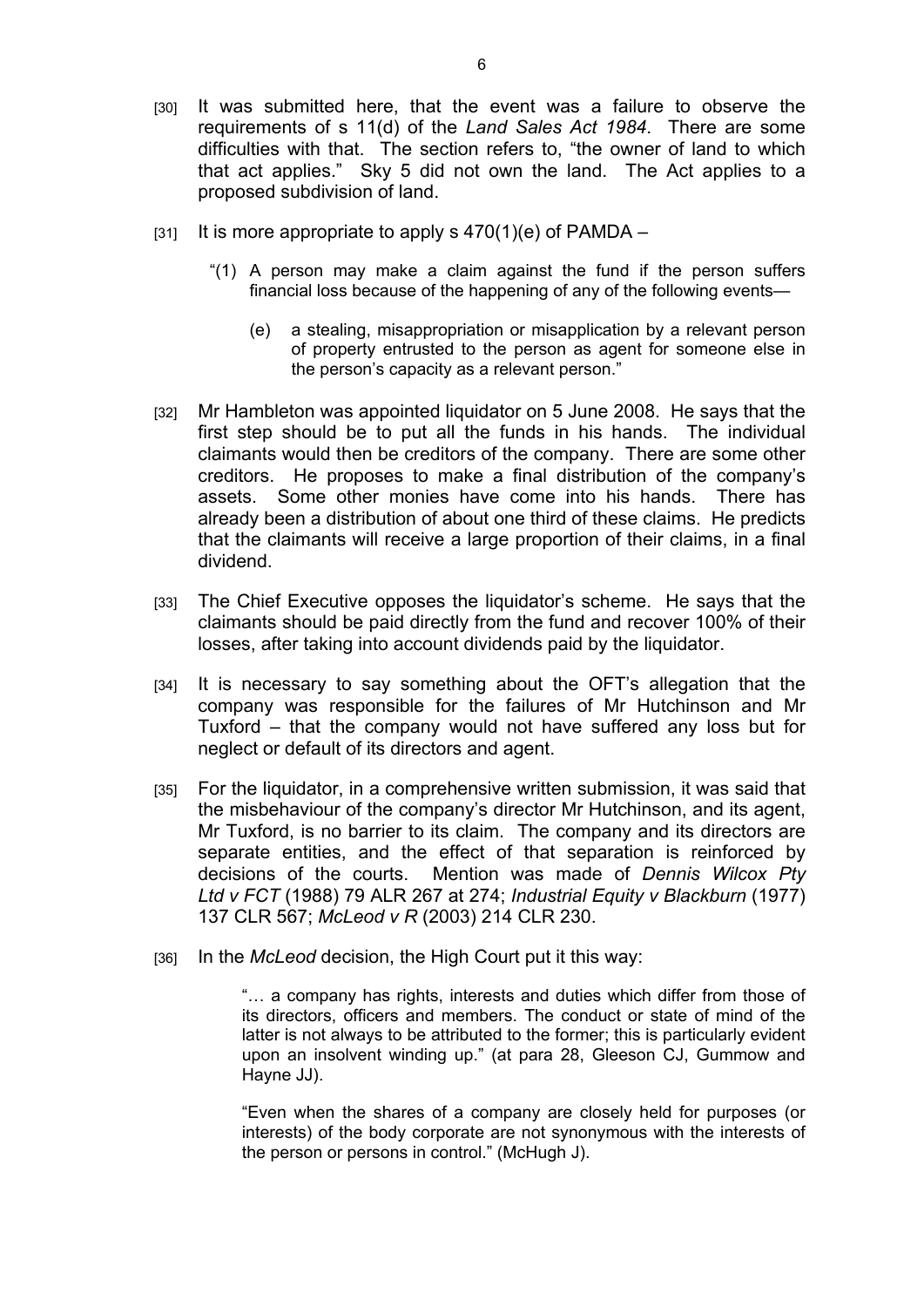[30] It was submitted here, that the event was a failure to observe the requirements of s 11(d) of the *Land Sales Act 1984*. There are some difficulties with that. The section refers to, "the owner of land to which that act applies." Sky 5 did not own the land. The Act applies to a proposed subdivision of land.

[31] It is more appropriate to apply s 470(1)(e) of PAMDA –

> "(1) A person may make a claim against the fund if the person suffers financial loss because of the happening of any of the following events—
>
> (e) a stealing, misappropriation or misapplication by a relevant person of property entrusted to the person as agent for someone else in the person's capacity as a relevant person."

[32] Mr Hambleton was appointed liquidator on 5 June 2008. He says that the first step should be to put all the funds in his hands. The individual claimants would then be creditors of the company. There are some other creditors. He proposes to make a final distribution of the company's assets. Some other monies have come into his hands. There has already been a distribution of about one third of these claims. He predicts that the claimants will receive a large proportion of their claims, in a final dividend.

[33] The Chief Executive opposes the liquidator's scheme. He says that the claimants should be paid directly from the fund and recover 100% of their losses, after taking into account dividends paid by the liquidator.

[34] It is necessary to say something about the OFT's allegation that the company was responsible for the failures of Mr Hutchinson and Mr Tuxford – that the company would not have suffered any loss but for neglect or default of its directors and agent.

[35] For the liquidator, in a comprehensive written submission, it was said that the misbehaviour of the company's director Mr Hutchinson, and its agent, Mr Tuxford, is no barrier to its claim. The company and its directors are separate entities, and the effect of that separation is reinforced by decisions of the courts. Mention was made of *Dennis Wilcox Pty Ltd v FCT* (1988) 79 ALR 267 at 274; *Industrial Equity v Blackburn* (1977) 137 CLR 567; *McLeod v R* (2003) 214 CLR 230.

[36] In the *McLeod* decision, the High Court put it this way:

> "… a company has rights, interests and duties which differ from those of its directors, officers and members. The conduct or state of mind of the latter is not always to be attributed to the former; this is particularly evident upon an insolvent winding up." (at para 28, Gleeson CJ, Gummow and Hayne JJ).
>
> "Even when the shares of a company are closely held for purposes (or interests) of the body corporate are not synonymous with the interests of the person or persons in control." (McHugh J).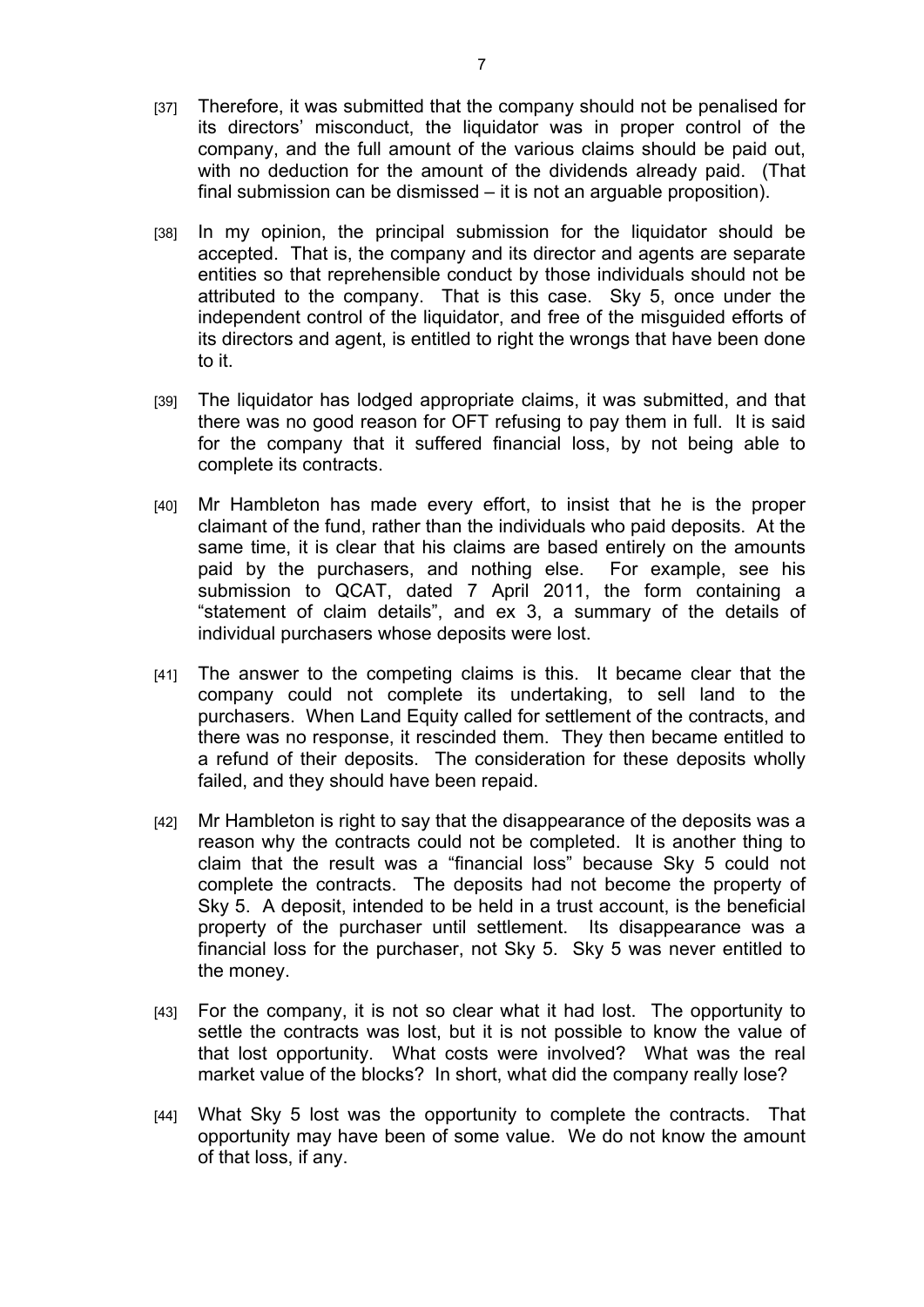[37] Therefore, it was submitted that the company should not be penalised for its directors' misconduct, the liquidator was in proper control of the company, and the full amount of the various claims should be paid out, with no deduction for the amount of the dividends already paid. (That final submission can be dismissed – it is not an arguable proposition).

[38] In my opinion, the principal submission for the liquidator should be accepted. That is, the company and its director and agents are separate entities so that reprehensible conduct by those individuals should not be attributed to the company. That is this case. Sky 5, once under the independent control of the liquidator, and free of the misguided efforts of its directors and agent, is entitled to right the wrongs that have been done to it.

[39] The liquidator has lodged appropriate claims, it was submitted, and that there was no good reason for OFT refusing to pay them in full. It is said for the company that it suffered financial loss, by not being able to complete its contracts.

[40] Mr Hambleton has made every effort, to insist that he is the proper claimant of the fund, rather than the individuals who paid deposits. At the same time, it is clear that his claims are based entirely on the amounts paid by the purchasers, and nothing else. For example, see his submission to QCAT, dated 7 April 2011, the form containing a "statement of claim details", and ex 3, a summary of the details of individual purchasers whose deposits were lost.

[41] The answer to the competing claims is this. It became clear that the company could not complete its undertaking, to sell land to the purchasers. When Land Equity called for settlement of the contracts, and there was no response, it rescinded them. They then became entitled to a refund of their deposits. The consideration for these deposits wholly failed, and they should have been repaid.

[42] Mr Hambleton is right to say that the disappearance of the deposits was a reason why the contracts could not be completed. It is another thing to claim that the result was a "financial loss" because Sky 5 could not complete the contracts. The deposits had not become the property of Sky 5. A deposit, intended to be held in a trust account, is the beneficial property of the purchaser until settlement. Its disappearance was a financial loss for the purchaser, not Sky 5. Sky 5 was never entitled to the money.

[43] For the company, it is not so clear what it had lost. The opportunity to settle the contracts was lost, but it is not possible to know the value of that lost opportunity. What costs were involved? What was the real market value of the blocks? In short, what did the company really lose?

[44] What Sky 5 lost was the opportunity to complete the contracts. That opportunity may have been of some value. We do not know the amount of that loss, if any.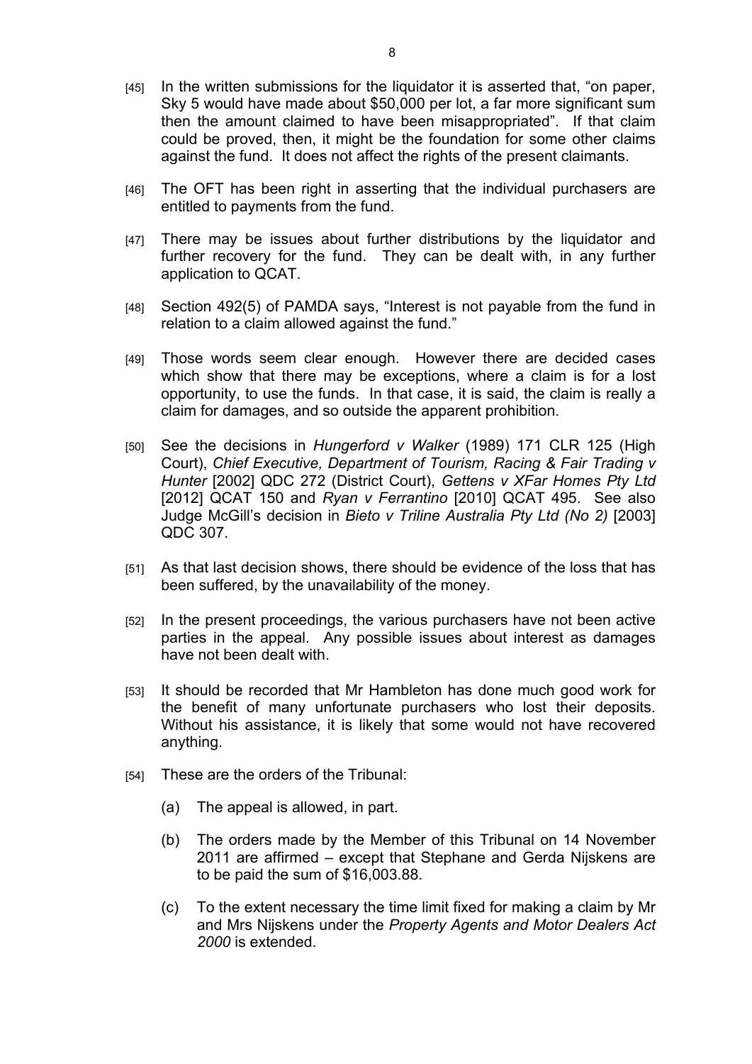[45] In the written submissions for the liquidator it is asserted that, "on paper, Sky 5 would have made about $50,000 per lot, a far more significant sum then the amount claimed to have been misappropriated". If that claim could be proved, then, it might be the foundation for some other claims against the fund. It does not affect the rights of the present claimants.

[46] The OFT has been right in asserting that the individual purchasers are entitled to payments from the fund.

[47] There may be issues about further distributions by the liquidator and further recovery for the fund. They can be dealt with, in any further application to QCAT.

[48] Section 492(5) of PAMDA says, "Interest is not payable from the fund in relation to a claim allowed against the fund."

[49] Those words seem clear enough. However there are decided cases which show that there may be exceptions, where a claim is for a lost opportunity, to use the funds. In that case, it is said, the claim is really a claim for damages, and so outside the apparent prohibition.

[50] See the decisions in *Hungerford v Walker* (1989) 171 CLR 125 (High Court), *Chief Executive, Department of Tourism, Racing & Fair Trading v Hunter* [2002] QDC 272 (District Court), *Gettens v XFar Homes Pty Ltd* [2012] QCAT 150 and *Ryan v Ferrantino* [2010] QCAT 495. See also Judge McGill's decision in *Bieto v Triline Australia Pty Ltd (No 2)* [2003] QDC 307.

[51] As that last decision shows, there should be evidence of the loss that has been suffered, by the unavailability of the money.

[52] In the present proceedings, the various purchasers have not been active parties in the appeal. Any possible issues about interest as damages have not been dealt with.

[53] It should be recorded that Mr Hambleton has done much good work for the benefit of many unfortunate purchasers who lost their deposits. Without his assistance, it is likely that some would not have recovered anything.

[54] These are the orders of the Tribunal:

(a) The appeal is allowed, in part.

(b) The orders made by the Member of this Tribunal on 14 November 2011 are affirmed – except that Stephane and Gerda Nijskens are to be paid the sum of $16,003.88.

(c) To the extent necessary the time limit fixed for making a claim by Mr and Mrs Nijskens under the *Property Agents and Motor Dealers Act 2000* is extended.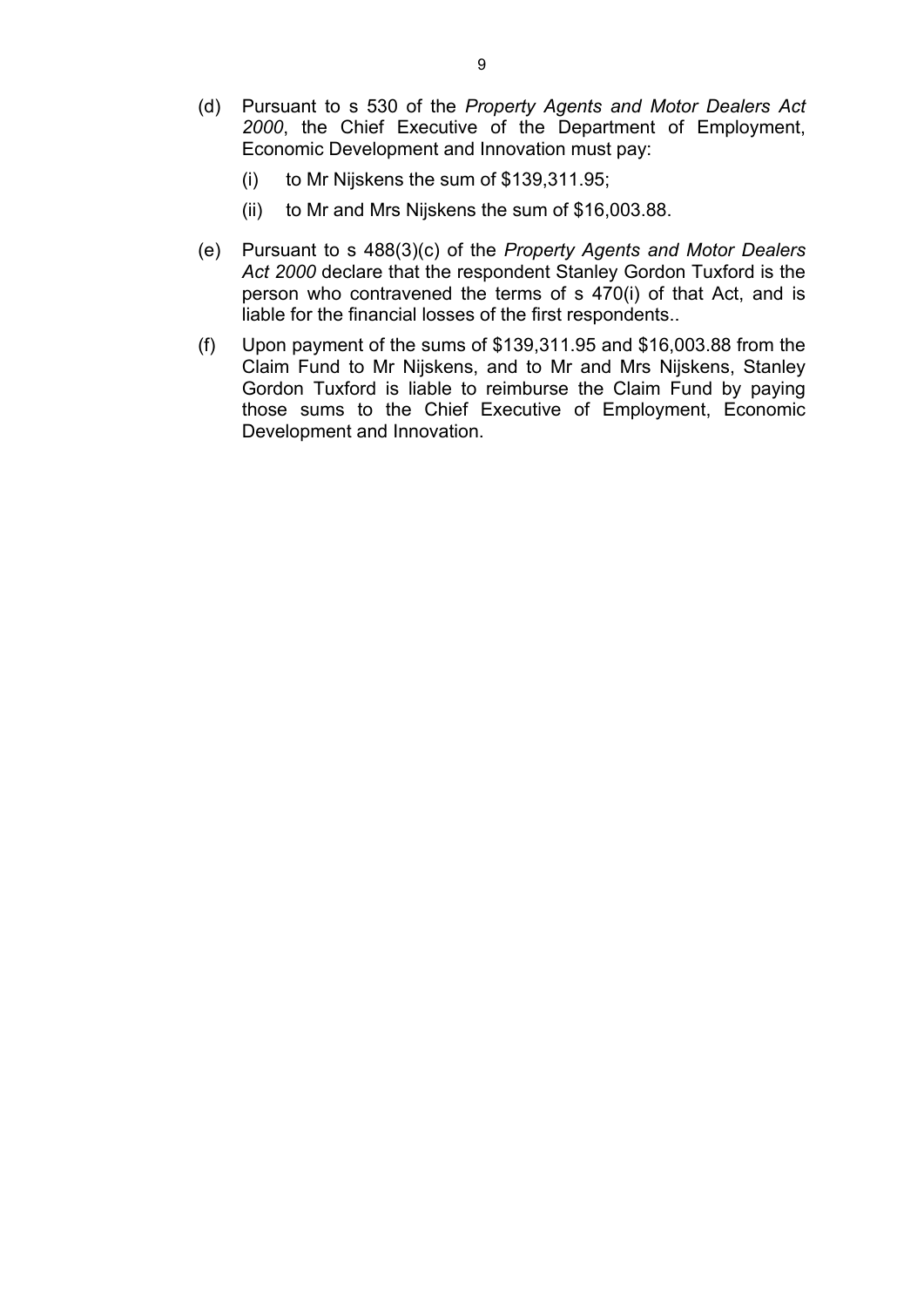(d) Pursuant to s 530 of the *Property Agents and Motor Dealers Act 2000*, the Chief Executive of the Department of Employment, Economic Development and Innovation must pay:

   (i) to Mr Nijskens the sum of $139,311.95;

   (ii) to Mr and Mrs Nijskens the sum of $16,003.88.

(e) Pursuant to s 488(3)(c) of the *Property Agents and Motor Dealers Act 2000* declare that the respondent Stanley Gordon Tuxford is the person who contravened the terms of s 470(i) of that Act, and is liable for the financial losses of the first respondents..

(f) Upon payment of the sums of $139,311.95 and $16,003.88 from the Claim Fund to Mr Nijskens, and to Mr and Mrs Nijskens, Stanley Gordon Tuxford is liable to reimburse the Claim Fund by paying those sums to the Chief Executive of Employment, Economic Development and Innovation.